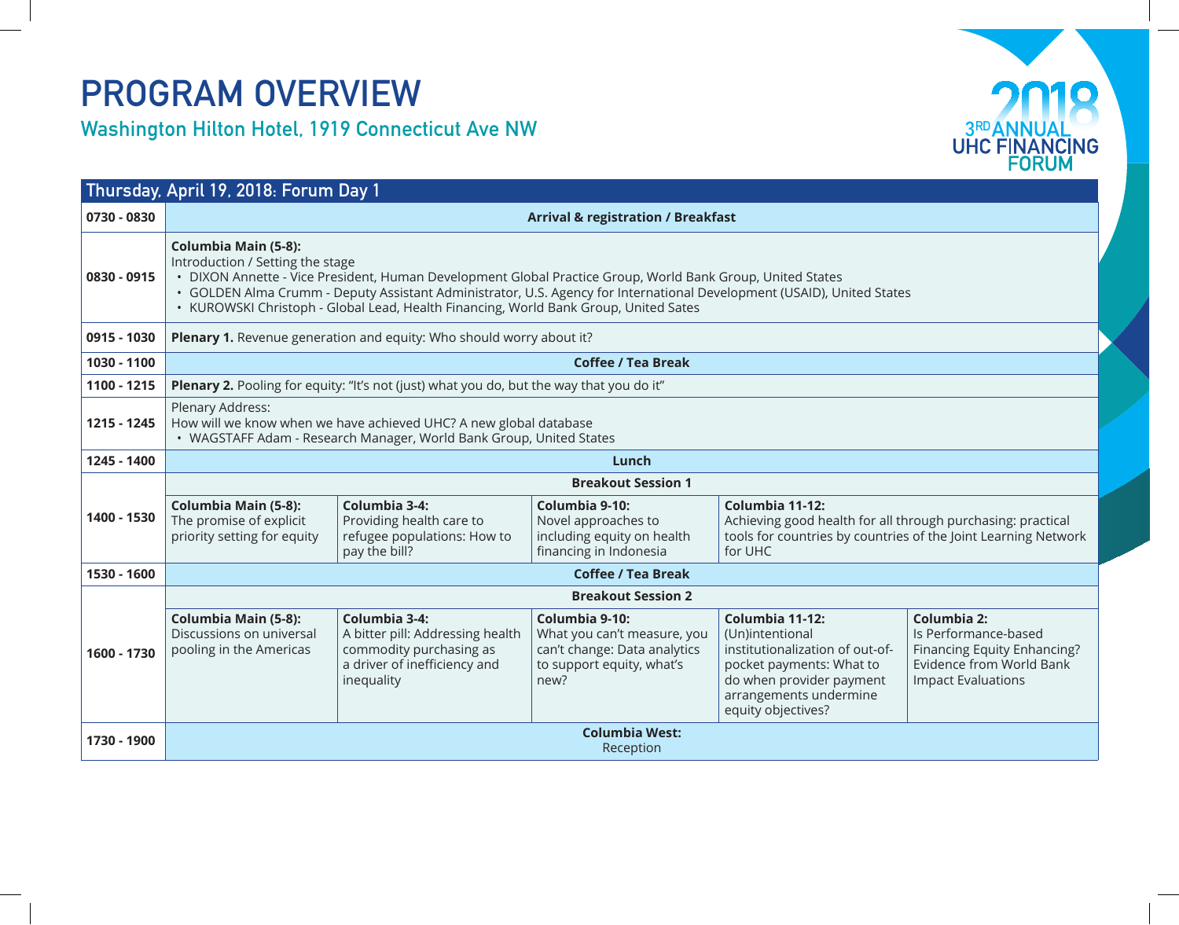# PROGRAM OVERVIEW

## Washington Hilton Hotel, 1919 Connecticut Ave NW

2018 3RD ANNUAL UHC FINANCING FORUM

### Thursday, April 19, 2018: Forum Day 1

| Time | | | | | |
|---|---|---|---|---|---|
| 0730 - 0830 | **Arrival & registration / Breakfast** | | | | |
| 0830 - 0915 | **Columbia Main (5-8):** Introduction / Setting the stage<br>• DIXON Annette - Vice President, Human Development Global Practice Group, World Bank Group, United States<br>• GOLDEN Alma Crumm - Deputy Assistant Administrator, U.S. Agency for International Development (USAID), United States<br>• KUROWSKI Christoph - Global Lead, Health Financing, World Bank Group, United Sates | | | | |
| 0915 - 1030 | **Plenary 1.** Revenue generation and equity: Who should worry about it? | | | | |
| 1030 - 1100 | **Coffee / Tea Break** | | | | |
| 1100 - 1215 | **Plenary 2.** Pooling for equity: “It’s not (just) what you do, but the way that you do it” | | | | |
| 1215 - 1245 | Plenary Address: How will we know when we have achieved UHC? A new global database<br>• WAGSTAFF Adam - Research Manager, World Bank Group, United States | | | | |
| 1245 - 1400 | **Lunch** | | | | |
| 1400 - 1530 | **Breakout Session 1** | | | | |
| | **Columbia Main (5-8):** The promise of explicit priority setting for equity | **Columbia 3-4:** Providing health care to refugee populations: How to pay the bill? | **Columbia 9-10:** Novel approaches to including equity on health financing in Indonesia | **Columbia 11-12:** Achieving good health for all through purchasing: practical tools for countries by countries of the Joint Learning Network for UHC | |
| 1530 - 1600 | **Coffee / Tea Break** | | | | |
| 1600 - 1730 | **Breakout Session 2** | | | | |
| | **Columbia Main (5-8):** Discussions on universal pooling in the Americas | **Columbia 3-4:** A bitter pill: Addressing health commodity purchasing as a driver of inefficiency and inequality | **Columbia 9-10:** What you can’t measure, you can’t change: Data analytics to support equity, what’s new? | **Columbia 11-12:** (Un)intentional institutionalization of out-of-pocket payments: What to do when provider payment arrangements undermine equity objectives? | **Columbia 2:** Is Performance-based Financing Equity Enhancing? Evidence from World Bank Impact Evaluations |
| 1730 - 1900 | **Columbia West:** Reception | | | | |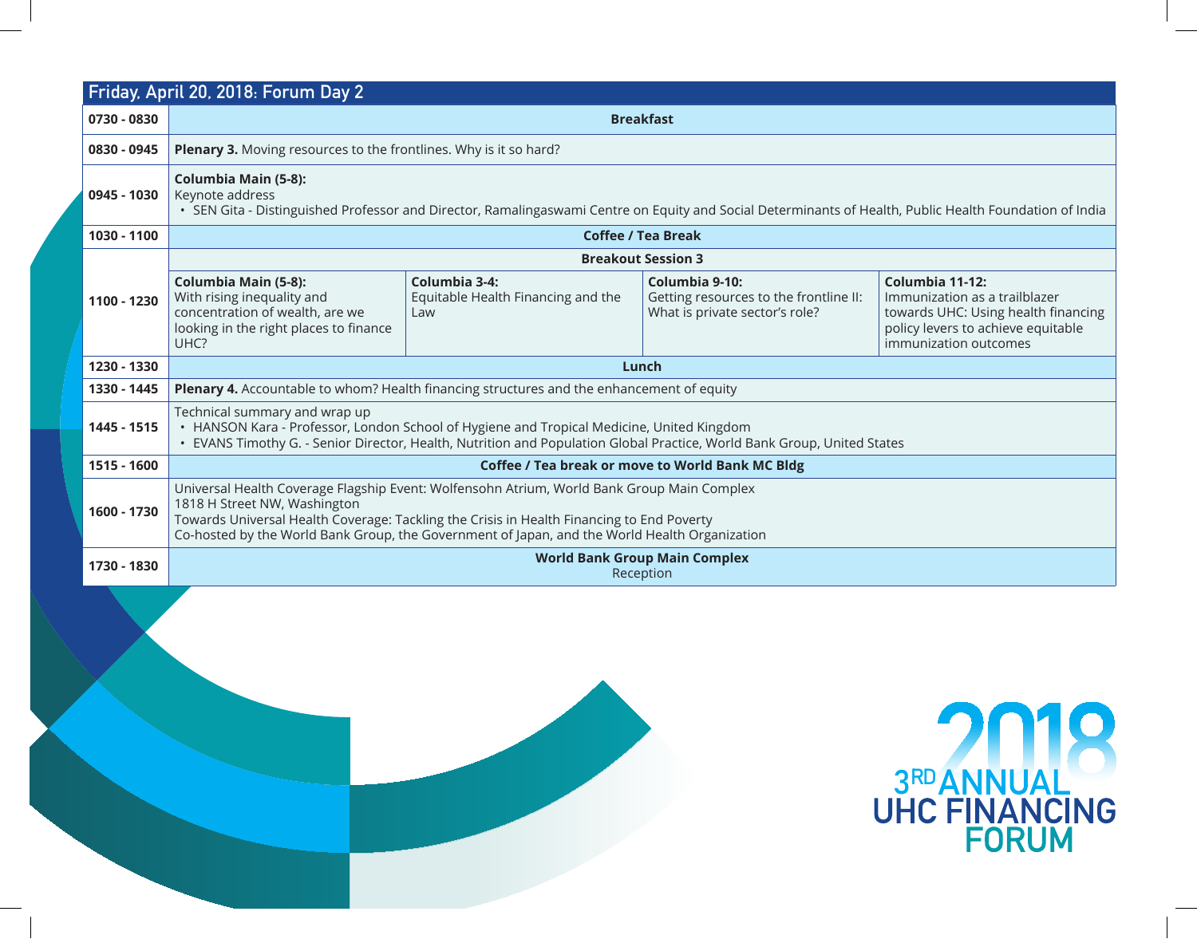## Friday, April 20, 2018: Forum Day 2

| | | | | |
|---|---|---|---|---|
| **0730 - 0830** | **Breakfast** | | | |
| **0830 - 0945** | **Plenary 3.** Moving resources to the frontlines. Why is it so hard? | | | |
| **0945 - 1030** | **Columbia Main (5-8):** Keynote address<br>• SEN Gita - Distinguished Professor and Director, Ramalingaswami Centre on Equity and Social Determinants of Health, Public Health Foundation of India | | | |
| **1030 - 1100** | **Coffee / Tea Break** | | | |
| **1100 - 1230** | **Breakout Session 3** | | | |
| | **Columbia Main (5-8):** With rising inequality and concentration of wealth, are we looking in the right places to finance UHC? | **Columbia 3-4:** Equitable Health Financing and the Law | **Columbia 9-10:** Getting resources to the frontline II: What is private sector's role? | **Columbia 11-12:** Immunization as a trailblazer towards UHC: Using health financing policy levers to achieve equitable immunization outcomes |
| **1230 - 1330** | **Lunch** | | | |
| **1330 - 1445** | **Plenary 4.** Accountable to whom? Health financing structures and the enhancement of equity | | | |
| **1445 - 1515** | Technical summary and wrap up<br>• HANSON Kara - Professor, London School of Hygiene and Tropical Medicine, United Kingdom<br>• EVANS Timothy G. - Senior Director, Health, Nutrition and Population Global Practice, World Bank Group, United States | | | |
| **1515 - 1600** | **Coffee / Tea break or move to World Bank MC Bldg** | | | |
| **1600 - 1730** | Universal Health Coverage Flagship Event: Wolfensohn Atrium, World Bank Group Main Complex<br>1818 H Street NW, Washington<br>Towards Universal Health Coverage: Tackling the Crisis in Health Financing to End Poverty<br>Co-hosted by the World Bank Group, the Government of Japan, and the World Health Organization | | | |
| **1730 - 1830** | **World Bank Group Main Complex**<br>Reception | | | |

2018 3RD ANNUAL UHC FINANCING FORUM